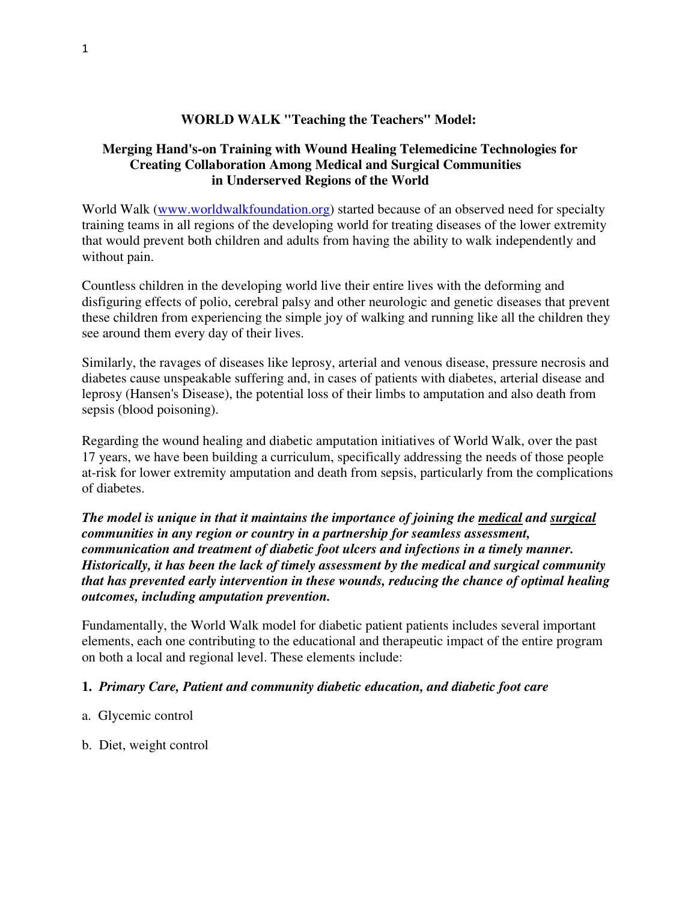**WORLD WALK "Teaching the Teachers" Model:**

**Merging Hand's-on Training with Wound Healing Telemedicine Technologies for Creating Collaboration Among Medical and Surgical Communities in Underserved Regions of the World**

World Walk (www.worldwalkfoundation.org) started because of an observed need for specialty training teams in all regions of the developing world for treating diseases of the lower extremity that would prevent both children and adults from having the ability to walk independently and without pain.

Countless children in the developing world live their entire lives with the deforming and disfiguring effects of polio, cerebral palsy and other neurologic and genetic diseases that prevent these children from experiencing the simple joy of walking and running like all the children they see around them every day of their lives.

Similarly, the ravages of diseases like leprosy, arterial and venous disease, pressure necrosis and diabetes cause unspeakable suffering and, in cases of patients with diabetes, arterial disease and leprosy (Hansen's Disease), the potential loss of their limbs to amputation and also death from sepsis (blood poisoning).

Regarding the wound healing and diabetic amputation initiatives of World Walk, over the past 17 years, we have been building a curriculum, specifically addressing the needs of those people at-risk for lower extremity amputation and death from sepsis, particularly from the complications of diabetes.

***The model is unique in that it maintains the importance of joining the <u>medical</u> and <u>surgical</u> communities in any region or country in a partnership for seamless assessment, communication and treatment of diabetic foot ulcers and infections in a timely manner. Historically, it has been the lack of timely assessment by the medical and surgical community that has prevented early intervention in these wounds, reducing the chance of optimal healing outcomes, including amputation prevention.***

Fundamentally, the World Walk model for diabetic patient patients includes several important elements, each one contributing to the educational and therapeutic impact of the entire program on both a local and regional level. These elements include:

**1. *Primary Care, Patient and community diabetic education, and diabetic foot care***

a. Glycemic control

b. Diet, weight control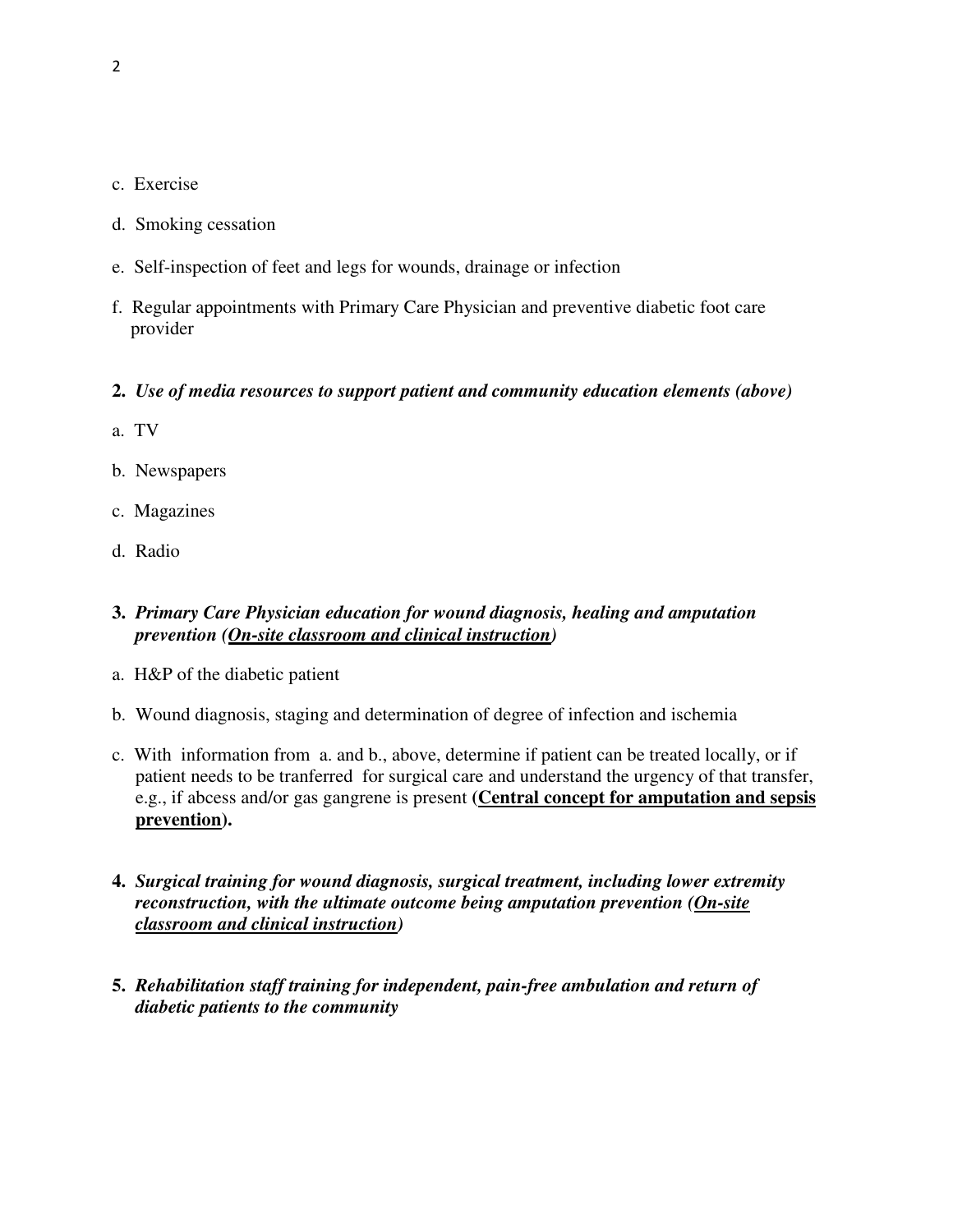c. Exercise

d. Smoking cessation

e. Self-inspection of feet and legs for wounds, drainage or infection

f. Regular appointments with Primary Care Physician and preventive diabetic foot care provider

**2.** ***Use of media resources to support patient and community education elements (above)***

a. TV

b. Newspapers

c. Magazines

d. Radio

**3.** ***Primary Care Physician education for wound diagnosis, healing and amputation prevention (<u>On-site classroom and clinical instruction</u>)***

a. H&P of the diabetic patient

b. Wound diagnosis, staging and determination of degree of infection and ischemia

c. With information from a. and b., above, determine if patient can be treated locally, or if patient needs to be tranferred for surgical care and understand the urgency of that transfer, e.g., if abcess and/or gas gangrene is present (**<u>Central concept for amputation and sepsis prevention</u>).**

**4.** ***Surgical training for wound diagnosis, surgical treatment, including lower extremity reconstruction, with the ultimate outcome being amputation prevention (<u>On-site classroom and clinical instruction</u>)***

**5.** ***Rehabilitation staff training for independent, pain-free ambulation and return of diabetic patients to the community***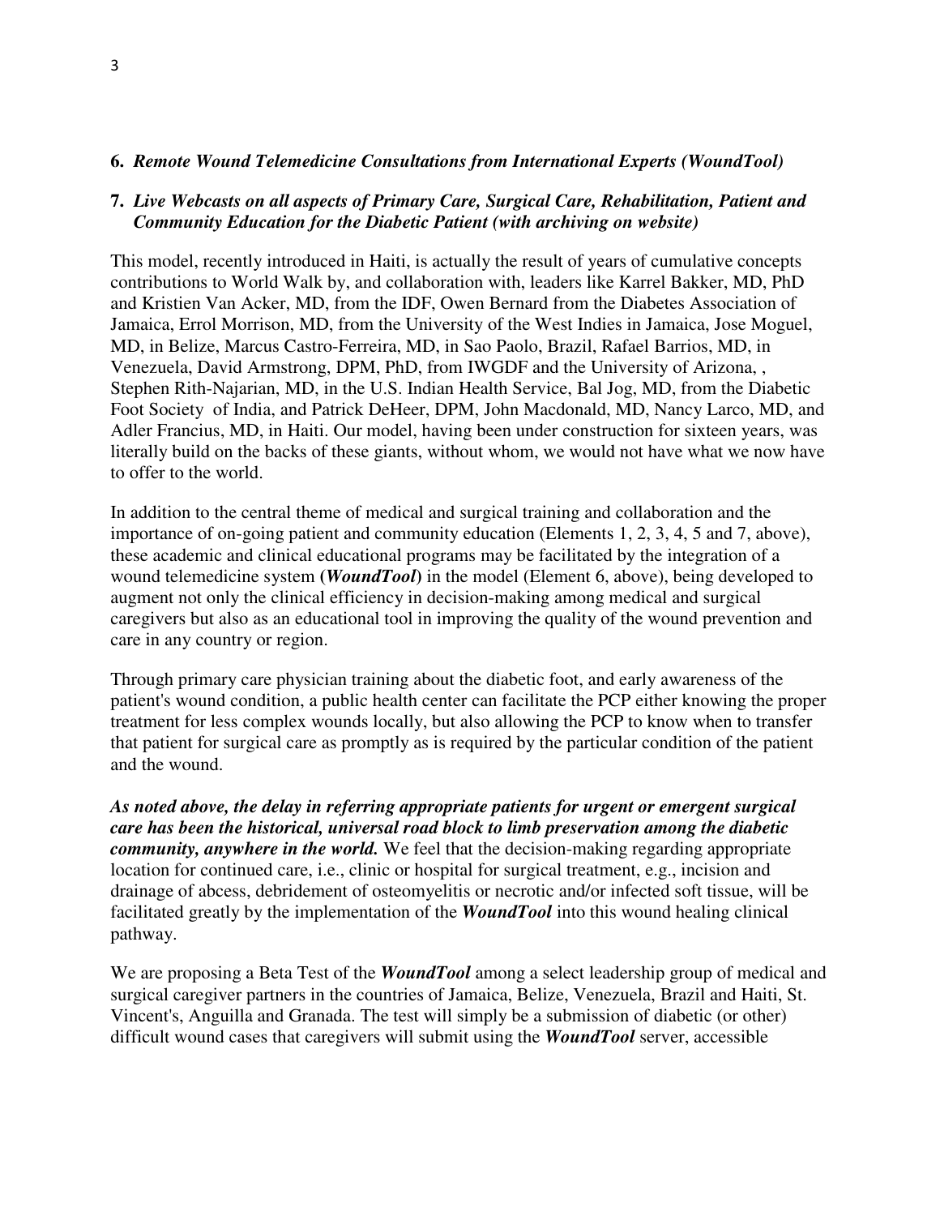**6.** ***Remote Wound Telemedicine Consultations from International Experts (WoundTool)***

**7.** ***Live Webcasts on all aspects of Primary Care, Surgical Care, Rehabilitation, Patient and Community Education for the Diabetic Patient (with archiving on website)***

This model, recently introduced in Haiti, is actually the result of years of cumulative concepts contributions to World Walk by, and collaboration with, leaders like Karrel Bakker, MD, PhD and Kristien Van Acker, MD, from the IDF, Owen Bernard from the Diabetes Association of Jamaica, Errol Morrison, MD, from the University of the West Indies in Jamaica, Jose Moguel, MD, in Belize, Marcus Castro-Ferreira, MD, in Sao Paolo, Brazil, Rafael Barrios, MD, in Venezuela, David Armstrong, DPM, PhD, from IWGDF and the University of Arizona, , Stephen Rith-Najarian, MD, in the U.S. Indian Health Service, Bal Jog, MD, from the Diabetic Foot Society of India, and Patrick DeHeer, DPM, John Macdonald, MD, Nancy Larco, MD, and Adler Francius, MD, in Haiti. Our model, having been under construction for sixteen years, was literally build on the backs of these giants, without whom, we would not have what we now have to offer to the world.

In addition to the central theme of medical and surgical training and collaboration and the importance of on-going patient and community education (Elements 1, 2, 3, 4, 5 and 7, above), these academic and clinical educational programs may be facilitated by the integration of a wound telemedicine system **(*WoundTool*)** in the model (Element 6, above), being developed to augment not only the clinical efficiency in decision-making among medical and surgical caregivers but also as an educational tool in improving the quality of the wound prevention and care in any country or region.

Through primary care physician training about the diabetic foot, and early awareness of the patient's wound condition, a public health center can facilitate the PCP either knowing the proper treatment for less complex wounds locally, but also allowing the PCP to know when to transfer that patient for surgical care as promptly as is required by the particular condition of the patient and the wound.

***As noted above, the delay in referring appropriate patients for urgent or emergent surgical care has been the historical, universal road block to limb preservation among the diabetic community, anywhere in the world.*** We feel that the decision-making regarding appropriate location for continued care, i.e., clinic or hospital for surgical treatment, e.g., incision and drainage of abcess, debridement of osteomyelitis or necrotic and/or infected soft tissue, will be facilitated greatly by the implementation of the ***WoundTool*** into this wound healing clinical pathway.

We are proposing a Beta Test of the ***WoundTool*** among a select leadership group of medical and surgical caregiver partners in the countries of Jamaica, Belize, Venezuela, Brazil and Haiti, St. Vincent's, Anguilla and Granada. The test will simply be a submission of diabetic (or other) difficult wound cases that caregivers will submit using the ***WoundTool*** server, accessible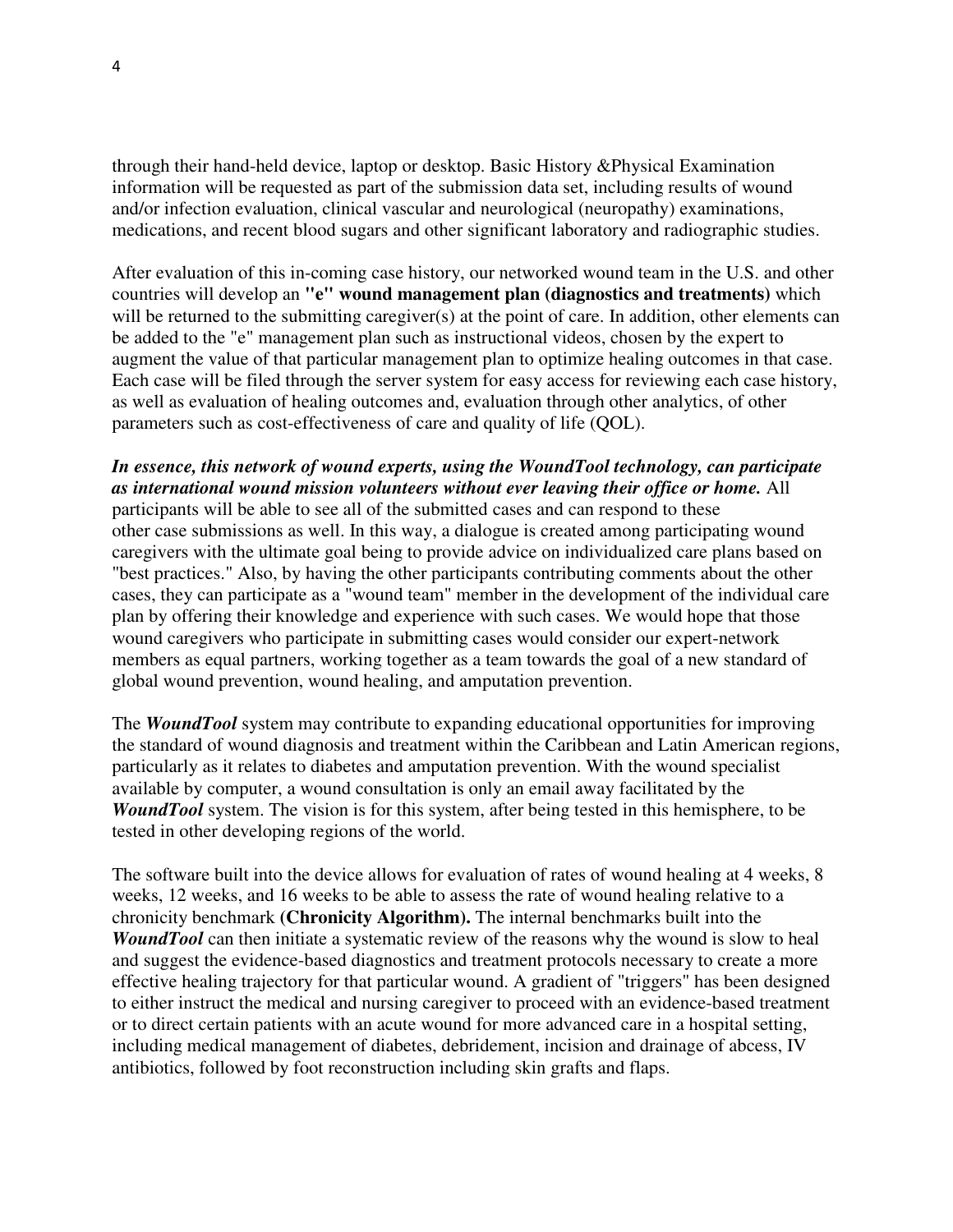through their hand-held device, laptop or desktop. Basic History &Physical Examination information will be requested as part of the submission data set, including results of wound and/or infection evaluation, clinical vascular and neurological (neuropathy) examinations, medications, and recent blood sugars and other significant laboratory and radiographic studies.

After evaluation of this in-coming case history, our networked wound team in the U.S. and other countries will develop an **"e" wound management plan (diagnostics and treatments)** which will be returned to the submitting caregiver(s) at the point of care. In addition, other elements can be added to the "e" management plan such as instructional videos, chosen by the expert to augment the value of that particular management plan to optimize healing outcomes in that case. Each case will be filed through the server system for easy access for reviewing each case history, as well as evaluation of healing outcomes and, evaluation through other analytics, of other parameters such as cost-effectiveness of care and quality of life (QOL).

***In essence, this network of wound experts, using the WoundTool technology, can participate as international wound mission volunteers without ever leaving their office or home.*** All participants will be able to see all of the submitted cases and can respond to these other case submissions as well. In this way, a dialogue is created among participating wound caregivers with the ultimate goal being to provide advice on individualized care plans based on "best practices." Also, by having the other participants contributing comments about the other cases, they can participate as a "wound team" member in the development of the individual care plan by offering their knowledge and experience with such cases. We would hope that those wound caregivers who participate in submitting cases would consider our expert-network members as equal partners, working together as a team towards the goal of a new standard of global wound prevention, wound healing, and amputation prevention.

The ***WoundTool*** system may contribute to expanding educational opportunities for improving the standard of wound diagnosis and treatment within the Caribbean and Latin American regions, particularly as it relates to diabetes and amputation prevention. With the wound specialist available by computer, a wound consultation is only an email away facilitated by the ***WoundTool*** system. The vision is for this system, after being tested in this hemisphere, to be tested in other developing regions of the world.

The software built into the device allows for evaluation of rates of wound healing at 4 weeks, 8 weeks, 12 weeks, and 16 weeks to be able to assess the rate of wound healing relative to a chronicity benchmark **(Chronicity Algorithm).** The internal benchmarks built into the ***WoundTool*** can then initiate a systematic review of the reasons why the wound is slow to heal and suggest the evidence-based diagnostics and treatment protocols necessary to create a more effective healing trajectory for that particular wound. A gradient of "triggers" has been designed to either instruct the medical and nursing caregiver to proceed with an evidence-based treatment or to direct certain patients with an acute wound for more advanced care in a hospital setting, including medical management of diabetes, debridement, incision and drainage of abcess, IV antibiotics, followed by foot reconstruction including skin grafts and flaps.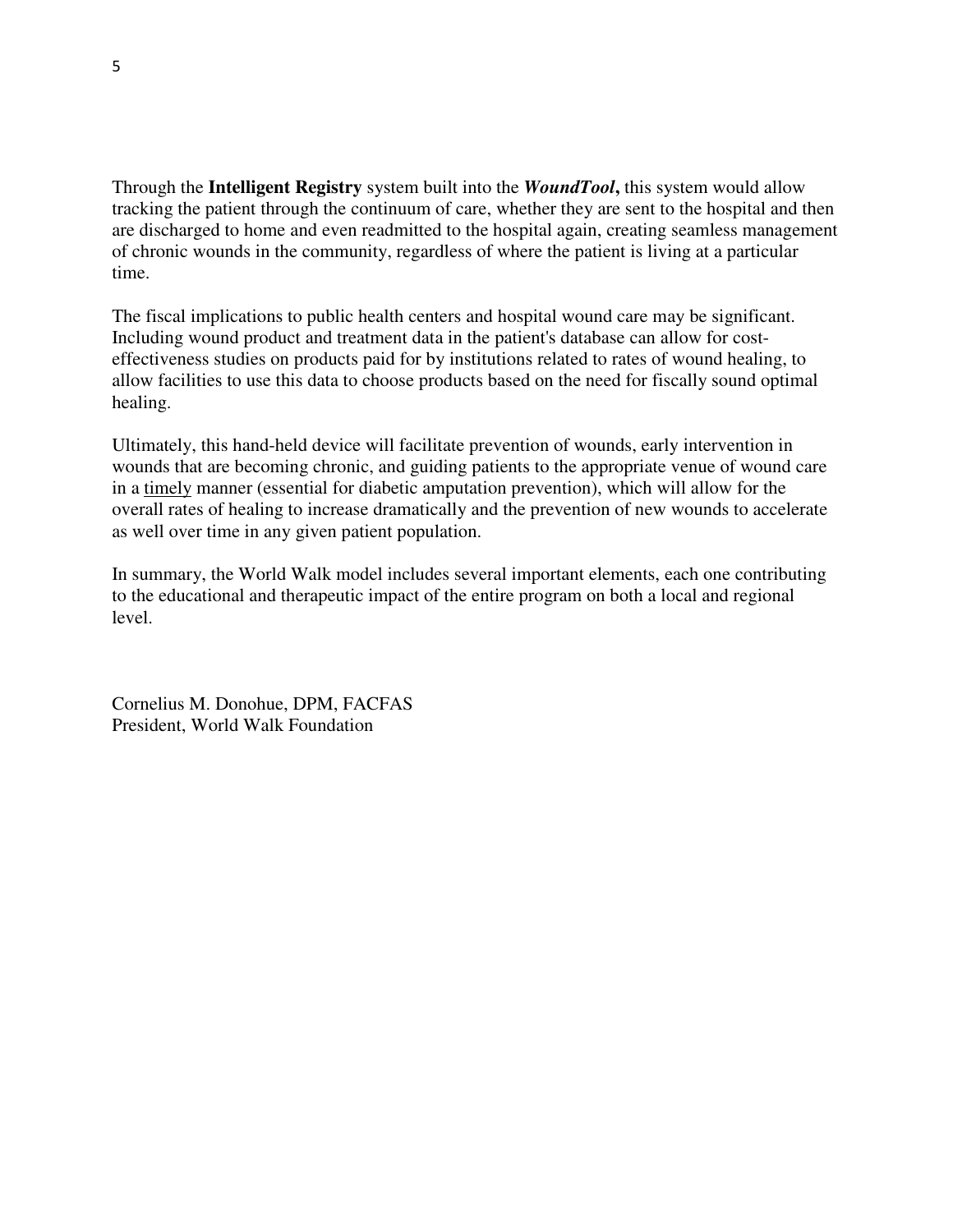Through the **Intelligent Registry** system built into the ***WoundTool*,** this system would allow tracking the patient through the continuum of care, whether they are sent to the hospital and then are discharged to home and even readmitted to the hospital again, creating seamless management of chronic wounds in the community, regardless of where the patient is living at a particular time.

The fiscal implications to public health centers and hospital wound care may be significant. Including wound product and treatment data in the patient's database can allow for cost-effectiveness studies on products paid for by institutions related to rates of wound healing, to allow facilities to use this data to choose products based on the need for fiscally sound optimal healing.

Ultimately, this hand-held device will facilitate prevention of wounds, early intervention in wounds that are becoming chronic, and guiding patients to the appropriate venue of wound care in a timely manner (essential for diabetic amputation prevention), which will allow for the overall rates of healing to increase dramatically and the prevention of new wounds to accelerate as well over time in any given patient population.

In summary, the World Walk model includes several important elements, each one contributing to the educational and therapeutic impact of the entire program on both a local and regional level.

Cornelius M. Donohue, DPM, FACFAS
President, World Walk Foundation